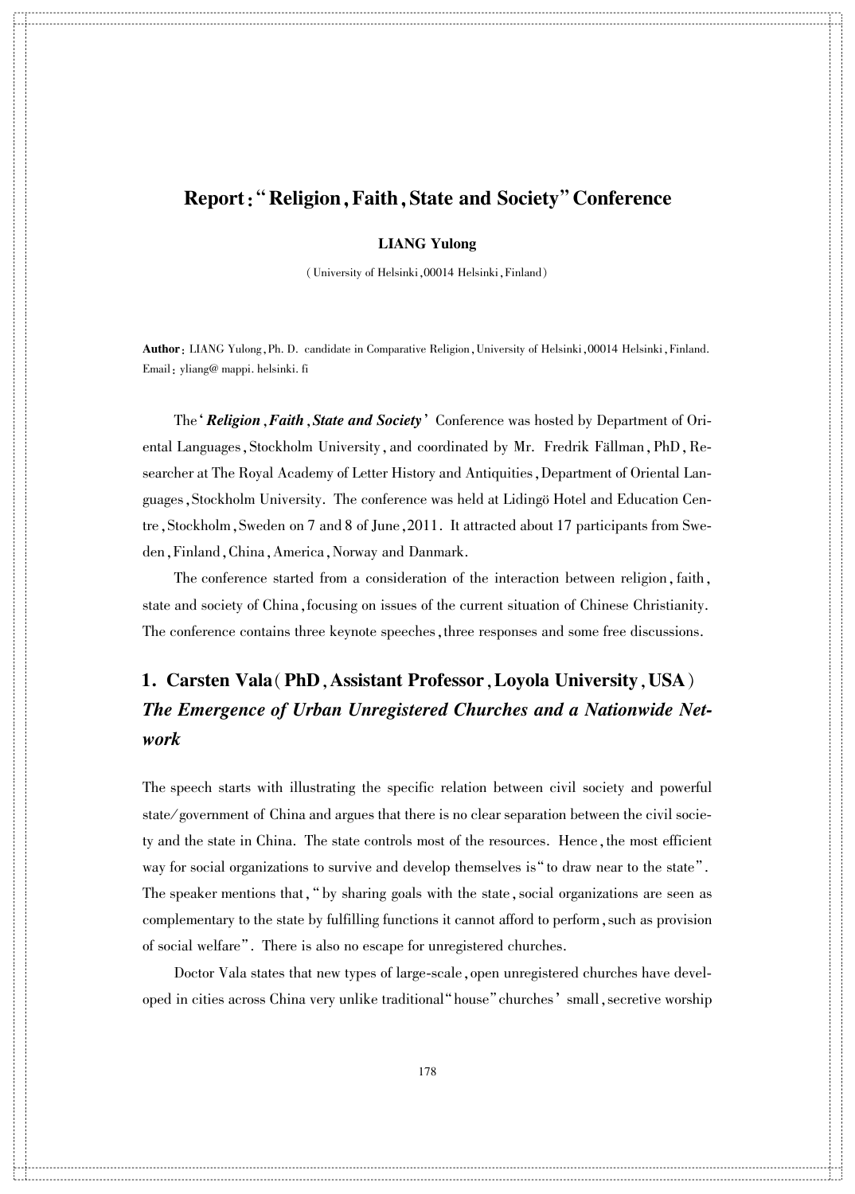# Report: "Religion, Faith, State and Society" Conference

**LIANG Yulong**

(University of Helsinki, 00014 Helsinki, Finland)

**Author**: LIANG Yulong, Ph. D. candidate in Comparative Religion, University of Helsinki, 00014 Helsinki, Finland. Email: yliang@ mappi. helsinki. fi

The '***Religion, Faith, State and Society***' Conference was hosted by Department of Oriental Languages, Stockholm University, and coordinated by Mr. Fredrik Fällman, PhD, Researcher at The Royal Academy of Letter History and Antiquities, Department of Oriental Languages, Stockholm University. The conference was held at Lidingö Hotel and Education Centre, Stockholm, Sweden on 7 and 8 of June, 2011. It attracted about 17 participants from Sweden, Finland, China, America, Norway and Danmark.

The conference started from a consideration of the interaction between religion, faith, state and society of China, focusing on issues of the current situation of Chinese Christianity. The conference contains three keynote speeches, three responses and some free discussions.

## 1. Carsten Vala (PhD, Assistant Professor, Loyola University, USA) *The Emergence of Urban Unregistered Churches and a Nationwide Network*

The speech starts with illustrating the specific relation between civil society and powerful state/government of China and argues that there is no clear separation between the civil society and the state in China. The state controls most of the resources. Hence, the most efficient way for social organizations to survive and develop themselves is "to draw near to the state". The speaker mentions that, "by sharing goals with the state, social organizations are seen as complementary to the state by fulfilling functions it cannot afford to perform, such as provision of social welfare". There is also no escape for unregistered churches.

Doctor Vala states that new types of large-scale, open unregistered churches have developed in cities across China very unlike traditional "house" churches' small, secretive worship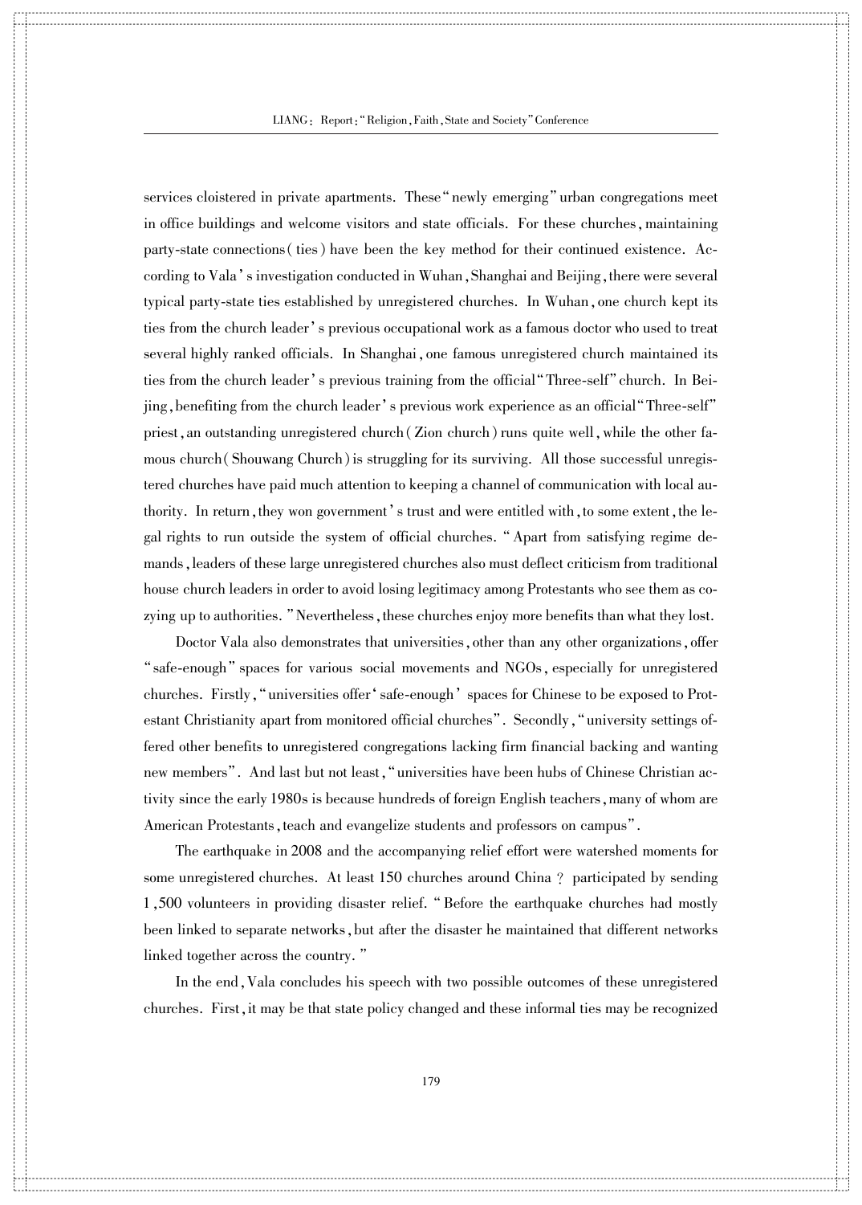services cloistered in private apartments. These "newly emerging" urban congregations meet in office buildings and welcome visitors and state officials. For these churches, maintaining party-state connections (ties) have been the key method for their continued existence. According to Vala's investigation conducted in Wuhan, Shanghai and Beijing, there were several typical party-state ties established by unregistered churches. In Wuhan, one church kept its ties from the church leader's previous occupational work as a famous doctor who used to treat several highly ranked officials. In Shanghai, one famous unregistered church maintained its ties from the church leader's previous training from the official "Three-self" church. In Beijing, benefiting from the church leader's previous work experience as an official "Three-self" priest, an outstanding unregistered church (Zion church) runs quite well, while the other famous church (Shouwang Church) is struggling for its surviving. All those successful unregistered churches have paid much attention to keeping a channel of communication with local authority. In return, they won government's trust and were entitled with, to some extent, the legal rights to run outside the system of official churches. "Apart from satisfying regime demands, leaders of these large unregistered churches also must deflect criticism from traditional house church leaders in order to avoid losing legitimacy among Protestants who see them as cozying up to authorities." Nevertheless, these churches enjoy more benefits than what they lost.

Doctor Vala also demonstrates that universities, other than any other organizations, offer "safe-enough" spaces for various social movements and NGOs, especially for unregistered churches. Firstly, "universities offer 'safe-enough' spaces for Chinese to be exposed to Protestant Christianity apart from monitored official churches". Secondly, "university settings offered other benefits to unregistered congregations lacking firm financial backing and wanting new members". And last but not least, "universities have been hubs of Chinese Christian activity since the early 1980s is because hundreds of foreign English teachers, many of whom are American Protestants, teach and evangelize students and professors on campus".

The earthquake in 2008 and the accompanying relief effort were watershed moments for some unregistered churches. At least 150 churches around China ? participated by sending 1,500 volunteers in providing disaster relief. "Before the earthquake churches had mostly been linked to separate networks, but after the disaster he maintained that different networks linked together across the country."

In the end, Vala concludes his speech with two possible outcomes of these unregistered churches. First, it may be that state policy changed and these informal ties may be recognized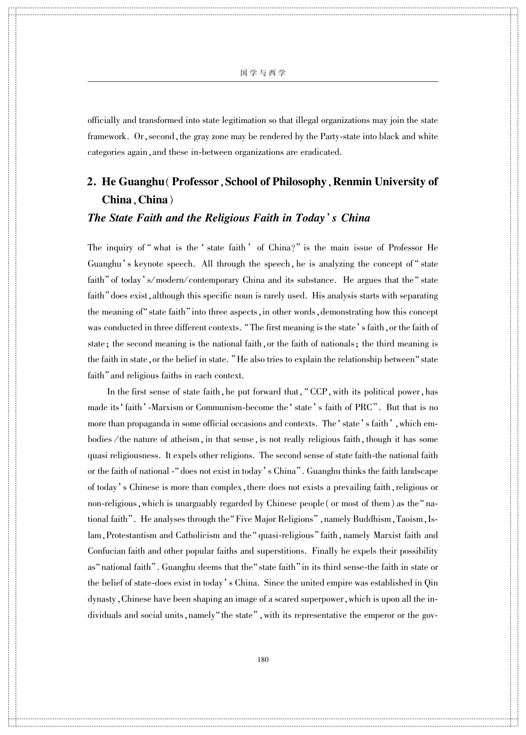officially and transformed into state legitimation so that illegal organizations may join the state framework. Or, second, the gray zone may be rendered by the Party-state into black and white categories again, and these in-between organizations are eradicated.

## 2. He Guanghu (Professor, School of Philosophy, Renmin University of China, China)

### *The State Faith and the Religious Faith in Today's China*

The inquiry of "what is the 'state faith' of China?" is the main issue of Professor He Guanghu's keynote speech. All through the speech, he is analyzing the concept of "state faith" of today's/modern/contemporary China and its substance. He argues that the "state faith" does exist, although this specific noun is rarely used. His analysis starts with separating the meaning of "state faith" into three aspects, in other words, demonstrating how this concept was conducted in three different contexts. "The first meaning is the state's faith, or the faith of state; the second meaning is the national faith, or the faith of nationals; the third meaning is the faith in state, or the belief in state." He also tries to explain the relationship between "state faith" and religious faiths in each context.

In the first sense of state faith, he put forward that, "CCP, with its political power, has made its 'faith'-Marxism or Communism-become the 'state's faith of PRC". But that is no more than propaganda in some official occasions and contexts. The 'state's faith', which embodies /the nature of atheism, in that sense, is not really religious faith, though it has some quasi religiousness. It expels other religions. The second sense of state faith-the national faith or the faith of national -"does not exist in today's China". Guanghu thinks the faith landscape of today's Chinese is more than complex, there does not exists a prevailing faith, religious or non-religious, which is unarguably regarded by Chinese people (or most of them) as the "national faith". He analyses through the "Five Major Religions", namely Buddhism, Taoism, Islam, Protestantism and Catholicism and the "quasi-religious" faith, namely Marxist faith and Confucian faith and other popular faiths and superstitions. Finally he expels their possibility as "national faith". Guanghu deems that the "state faith" in its third sense-the faith in state or the belief of state-does exist in today's China. Since the united empire was established in Qin dynasty, Chinese have been shaping an image of a scared superpower, which is upon all the individuals and social units, namely "the state", with its representative the emperor or the gov-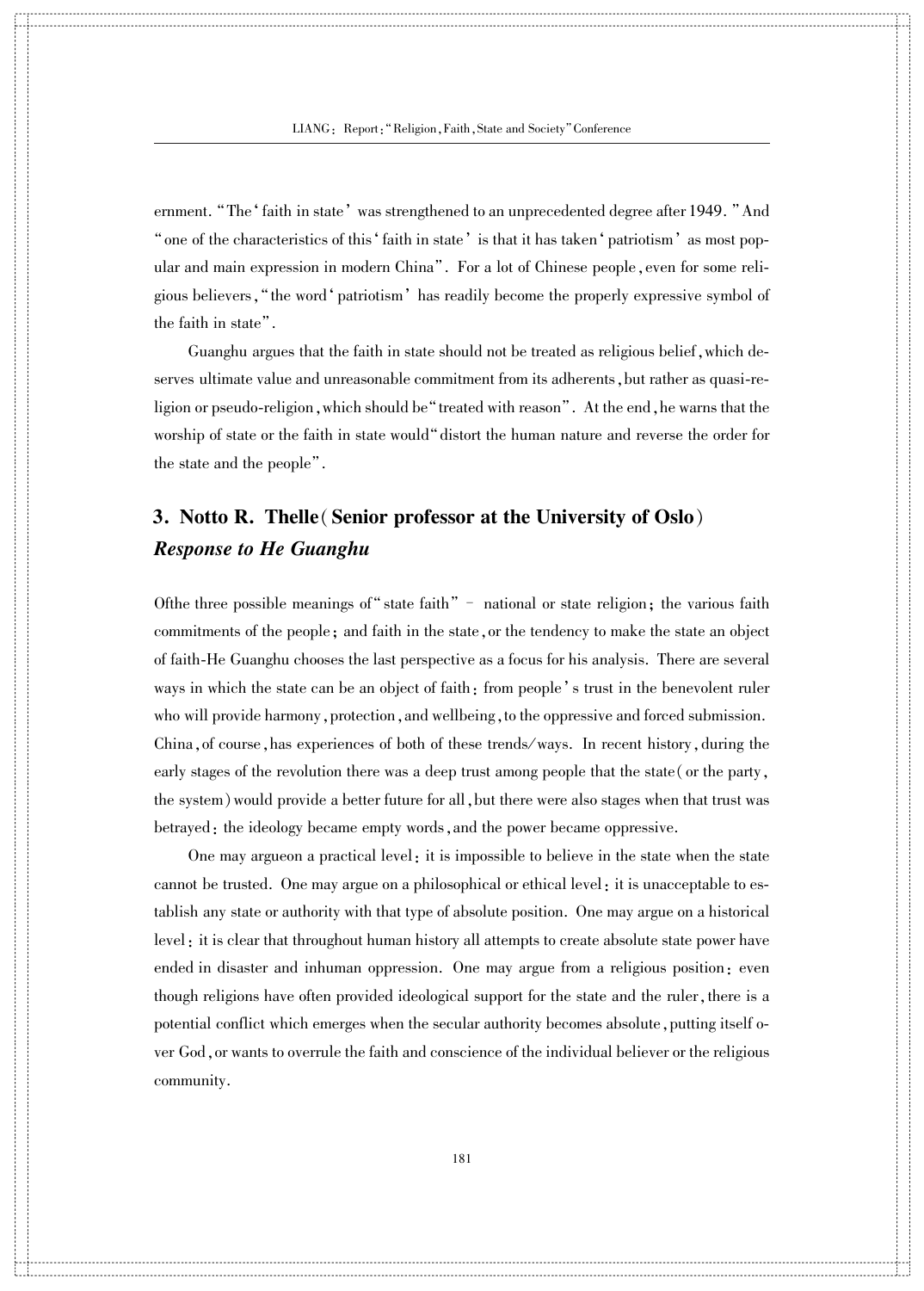ernment. "The 'faith in state' was strengthened to an unprecedented degree after 1949." And "one of the characteristics of this 'faith in state' is that it has taken 'patriotism' as most popular and main expression in modern China". For a lot of Chinese people, even for some religious believers, "the word 'patriotism' has readily become the properly expressive symbol of the faith in state".

Guanghu argues that the faith in state should not be treated as religious belief, which deserves ultimate value and unreasonable commitment from its adherents, but rather as quasi-religion or pseudo-religion, which should be "treated with reason". At the end, he warns that the worship of state or the faith in state would "distort the human nature and reverse the order for the state and the people".

### 3. Notto R. Thelle (Senior professor at the University of Oslo) *Response to He Guanghu*

Ofthe three possible meanings of "state faith" – national or state religion; the various faith commitments of the people; and faith in the state, or the tendency to make the state an object of faith-He Guanghu chooses the last perspective as a focus for his analysis. There are several ways in which the state can be an object of faith: from people's trust in the benevolent ruler who will provide harmony, protection, and wellbeing, to the oppressive and forced submission. China, of course, has experiences of both of these trends/ways. In recent history, during the early stages of the revolution there was a deep trust among people that the state (or the party, the system) would provide a better future for all, but there were also stages when that trust was betrayed: the ideology became empty words, and the power became oppressive.

One may argueon a practical level: it is impossible to believe in the state when the state cannot be trusted. One may argue on a philosophical or ethical level: it is unacceptable to establish any state or authority with that type of absolute position. One may argue on a historical level: it is clear that throughout human history all attempts to create absolute state power have ended in disaster and inhuman oppression. One may argue from a religious position: even though religions have often provided ideological support for the state and the ruler, there is a potential conflict which emerges when the secular authority becomes absolute, putting itself over God, or wants to overrule the faith and conscience of the individual believer or the religious community.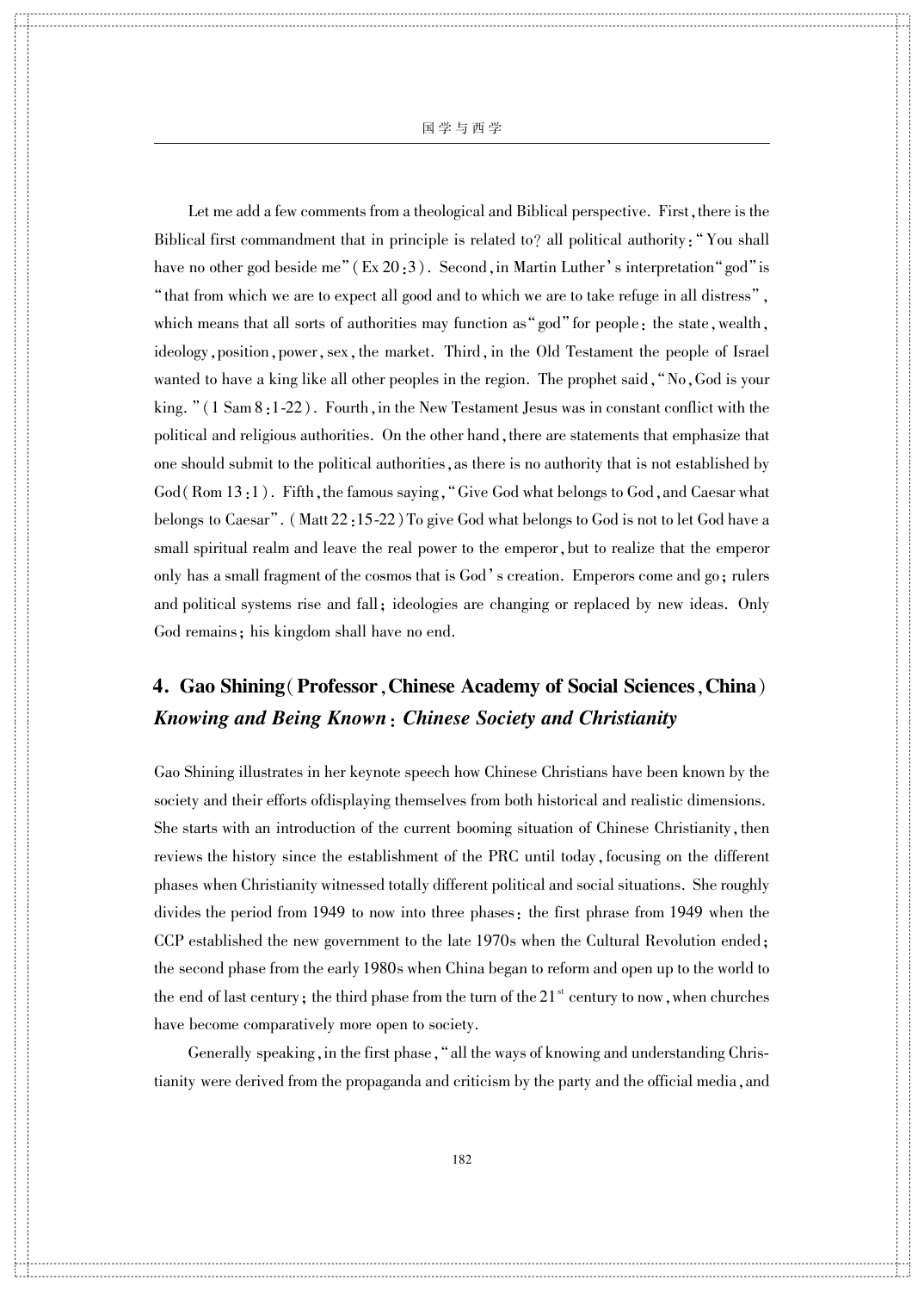Let me add a few comments from a theological and Biblical perspective. First, there is the Biblical first commandment that in principle is related to? all political authority: "You shall have no other god beside me" (Ex 20:3). Second, in Martin Luther's interpretation "god" is "that from which we are to expect all good and to which we are to take refuge in all distress", which means that all sorts of authorities may function as "god" for people: the state, wealth, ideology, position, power, sex, the market. Third, in the Old Testament the people of Israel wanted to have a king like all other peoples in the region. The prophet said, "No, God is your king." (1 Sam 8:1-22). Fourth, in the New Testament Jesus was in constant conflict with the political and religious authorities. On the other hand, there are statements that emphasize that one should submit to the political authorities, as there is no authority that is not established by God (Rom 13:1). Fifth, the famous saying, "Give God what belongs to God, and Caesar what belongs to Caesar". (Matt 22:15-22) To give God what belongs to God is not to let God have a small spiritual realm and leave the real power to the emperor, but to realize that the emperor only has a small fragment of the cosmos that is God's creation. Emperors come and go; rulers and political systems rise and fall; ideologies are changing or replaced by new ideas. Only God remains; his kingdom shall have no end.

## 4. Gao Shining (Professor, Chinese Academy of Social Sciences, China) *Knowing and Being Known: Chinese Society and Christianity*

Gao Shining illustrates in her keynote speech how Chinese Christians have been known by the society and their efforts ofdisplaying themselves from both historical and realistic dimensions. She starts with an introduction of the current booming situation of Chinese Christianity, then reviews the history since the establishment of the PRC until today, focusing on the different phases when Christianity witnessed totally different political and social situations. She roughly divides the period from 1949 to now into three phases: the first phrase from 1949 when the CCP established the new government to the late 1970s when the Cultural Revolution ended; the second phase from the early 1980s when China began to reform and open up to the world to the end of last century; the third phase from the turn of the 21st century to now, when churches have become comparatively more open to society.

Generally speaking, in the first phase, "all the ways of knowing and understanding Christianity were derived from the propaganda and criticism by the party and the official media, and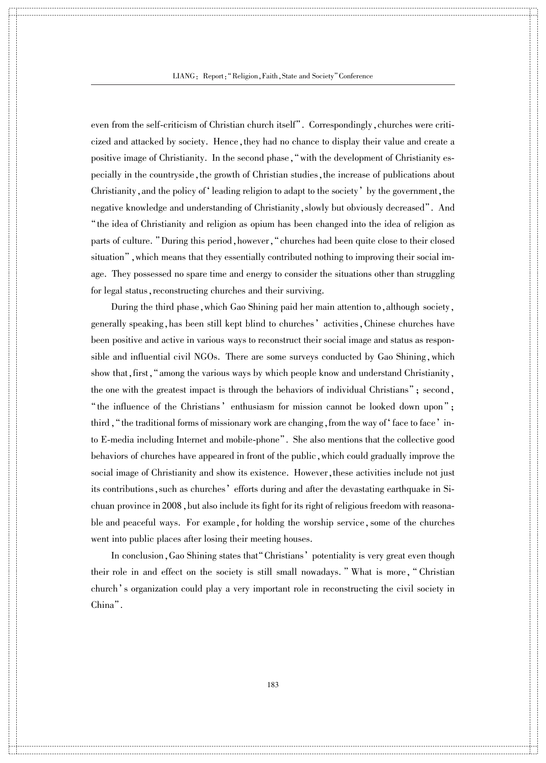even from the self-criticism of Christian church itself". Correspondingly, churches were criticized and attacked by society. Hence, they had no chance to display their value and create a positive image of Christianity. In the second phase, "with the development of Christianity especially in the countryside, the growth of Christian studies, the increase of publications about Christianity, and the policy of 'leading religion to adapt to the society' by the government, the negative knowledge and understanding of Christianity, slowly but obviously decreased". And "the idea of Christianity and religion as opium has been changed into the idea of religion as parts of culture." During this period, however, "churches had been quite close to their closed situation", which means that they essentially contributed nothing to improving their social image. They possessed no spare time and energy to consider the situations other than struggling for legal status, reconstructing churches and their surviving.

During the third phase, which Gao Shining paid her main attention to, although society, generally speaking, has been still kept blind to churches' activities, Chinese churches have been positive and active in various ways to reconstruct their social image and status as responsible and influential civil NGOs. There are some surveys conducted by Gao Shining, which show that, first, "among the various ways by which people know and understand Christianity, the one with the greatest impact is through the behaviors of individual Christians"; second, "the influence of the Christians' enthusiasm for mission cannot be looked down upon"; third, "the traditional forms of missionary work are changing, from the way of 'face to face' into E-media including Internet and mobile-phone". She also mentions that the collective good behaviors of churches have appeared in front of the public, which could gradually improve the social image of Christianity and show its existence. However, these activities include not just its contributions, such as churches' efforts during and after the devastating earthquake in Sichuan province in 2008, but also include its fight for its right of religious freedom with reasonable and peaceful ways. For example, for holding the worship service, some of the churches went into public places after losing their meeting houses.

In conclusion, Gao Shining states that "Christians' potentiality is very great even though their role in and effect on the society is still small nowadays." What is more, "Christian church's organization could play a very important role in reconstructing the civil society in China".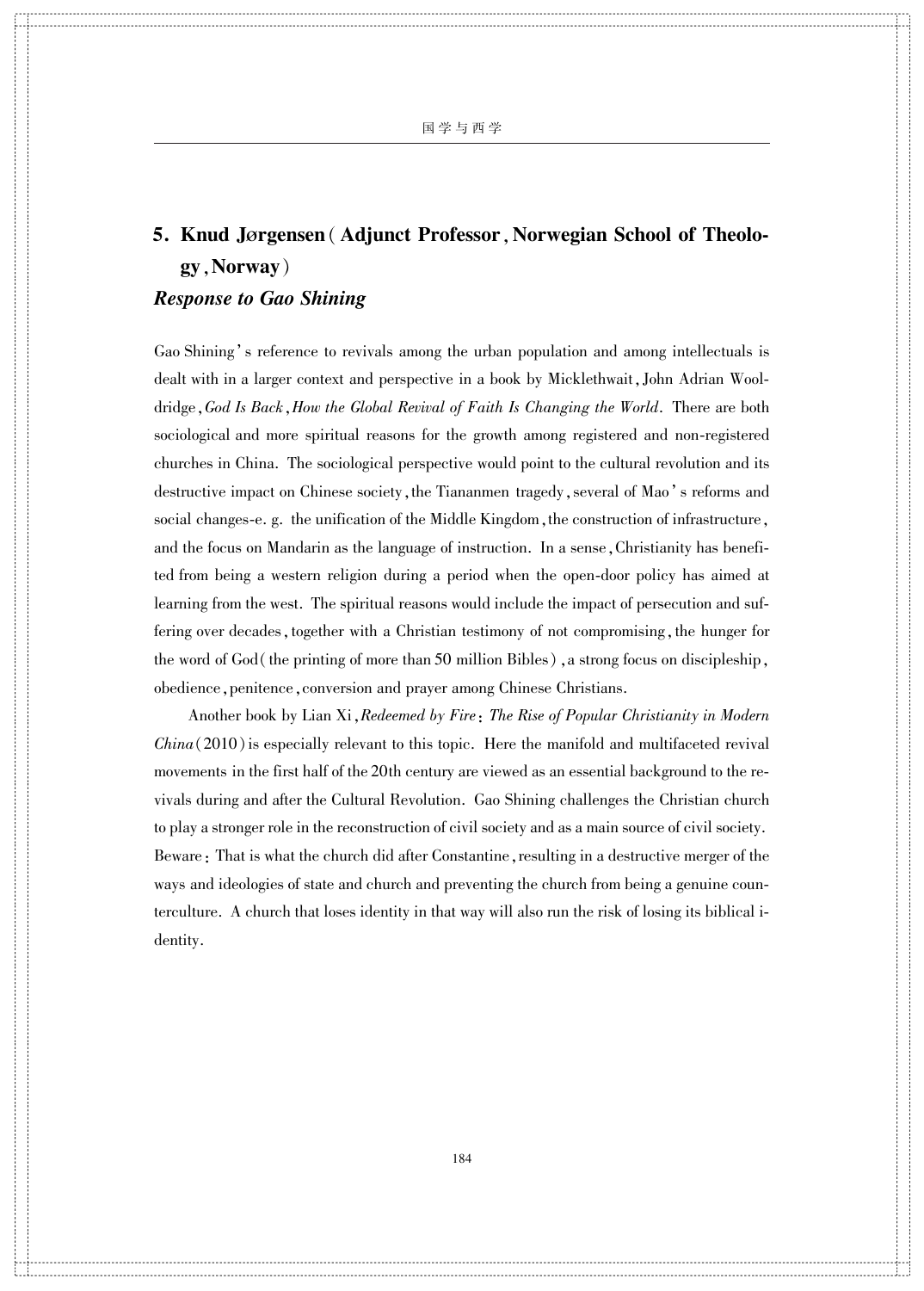## 5. Knud Jørgensen (Adjunct Professor, Norwegian School of Theology, Norway)

### *Response to Gao Shining*

Gao Shining's reference to revivals among the urban population and among intellectuals is dealt with in a larger context and perspective in a book by Micklethwait, John Adrian Wooldridge, *God Is Back, How the Global Revival of Faith Is Changing the World*. There are both sociological and more spiritual reasons for the growth among registered and non-registered churches in China. The sociological perspective would point to the cultural revolution and its destructive impact on Chinese society, the Tiananmen tragedy, several of Mao's reforms and social changes-e. g. the unification of the Middle Kingdom, the construction of infrastructure, and the focus on Mandarin as the language of instruction. In a sense, Christianity has benefited from being a western religion during a period when the open-door policy has aimed at learning from the west. The spiritual reasons would include the impact of persecution and suffering over decades, together with a Christian testimony of not compromising, the hunger for the word of God (the printing of more than 50 million Bibles), a strong focus on discipleship, obedience, penitence, conversion and prayer among Chinese Christians.

Another book by Lian Xi, *Redeemed by Fire: The Rise of Popular Christianity in Modern China* (2010) is especially relevant to this topic. Here the manifold and multifaceted revival movements in the first half of the 20th century are viewed as an essential background to the revivals during and after the Cultural Revolution. Gao Shining challenges the Christian church to play a stronger role in the reconstruction of civil society and as a main source of civil society. Beware: That is what the church did after Constantine, resulting in a destructive merger of the ways and ideologies of state and church and preventing the church from being a genuine counterculture. A church that loses identity in that way will also run the risk of losing its biblical identity.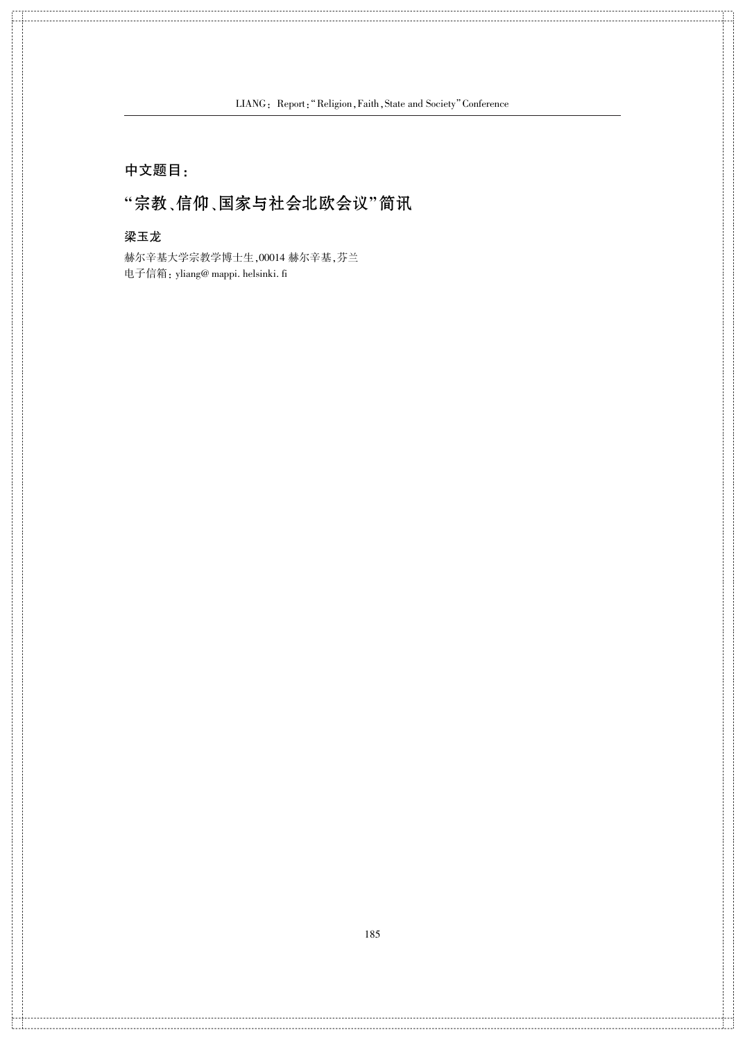**中文题目：**

## “宗教、信仰、国家与社会北欧会议”简讯

**梁玉龙**

赫尔辛基大学宗教学博士生，00014 赫尔辛基，芬兰
电子信箱：yliang@ mappi. helsinki. fi